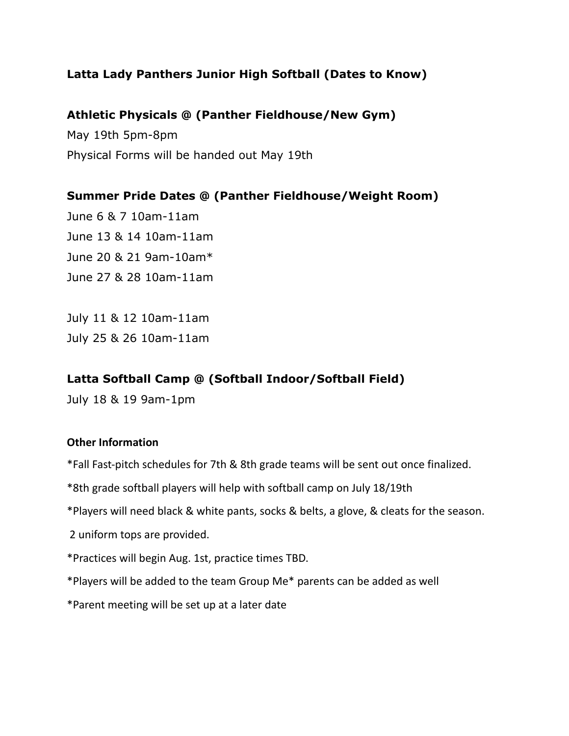## Latta Lady Panthers Junior High Softball (Dates to Know)

### Athletic Physicals @ (Panther Fieldhouse/New Gym)

May 19th 5pm-8pm

Physical Forms will be handed out May 19th

### Summer Pride Dates @ (Panther Fieldhouse/Weight Room)

June 6 & 7 10am-11am

June 13 & 14 10am-11am

June 20 & 21 9am-10am*

June 27 & 28 10am-11am

July 11 & 12 10am-11am

July 25 & 26 10am-11am

### Latta Softball Camp @ (Softball Indoor/Softball Field)

July 18 & 19 9am-1pm

#### Other Information

*Fall Fast-pitch schedules for 7th & 8th grade teams will be sent out once finalized.

*8th grade softball players will help with softball camp on July 18/19th

*Players will need black & white pants, socks & belts, a glove, & cleats for the season.

2 uniform tops are provided.

*Practices will begin Aug. 1st, practice times TBD.

*Players will be added to the team Group Me* parents can be added as well

*Parent meeting will be set up at a later date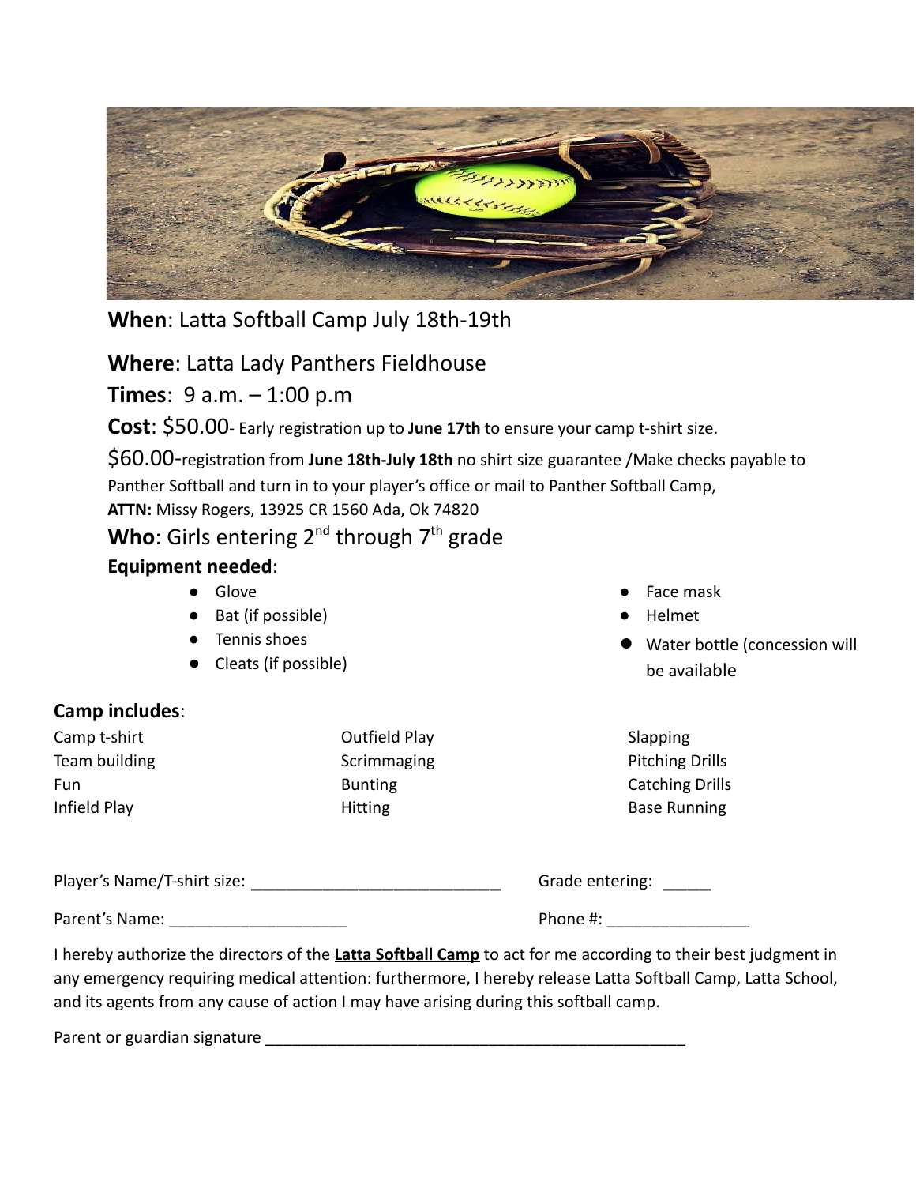**When**: Latta Softball Camp July 18th-19th

**Where**: Latta Lady Panthers Fieldhouse

**Times**: 9 a.m. – 1:00 p.m

**Cost**: $50.00- Early registration up to **June 17th** to ensure your camp t-shirt size.

$60.00-registration from **June 18th-July 18th** no shirt size guarantee /Make checks payable to Panther Softball and turn in to your player's office or mail to Panther Softball Camp, **ATTN:** Missy Rogers, 13925 CR 1560 Ada, Ok 74820

**Who**: Girls entering 2nd through 7th grade

**Equipment needed**:

- Glove
- Bat (if possible)
- Tennis shoes
- Cleats (if possible)
- Face mask
- Helmet
- Water bottle (concession will be available

**Camp includes**:

| | | |
|---|---|---|
| Camp t-shirt | Outfield Play | Slapping |
| Team building | Scrimmaging | Pitching Drills |
| Fun | Bunting | Catching Drills |
| Infield Play | Hitting | Base Running |

Player's Name/T-shirt size: ___________________________ Grade entering: _____

Parent's Name: ____________________ Phone #: ________________

I hereby authorize the directors of the **Latta Softball Camp** to act for me according to their best judgment in any emergency requiring medical attention: furthermore, I hereby release Latta Softball Camp, Latta School, and its agents from any cause of action I may have arising during this softball camp.

Parent or guardian signature _________________________________________________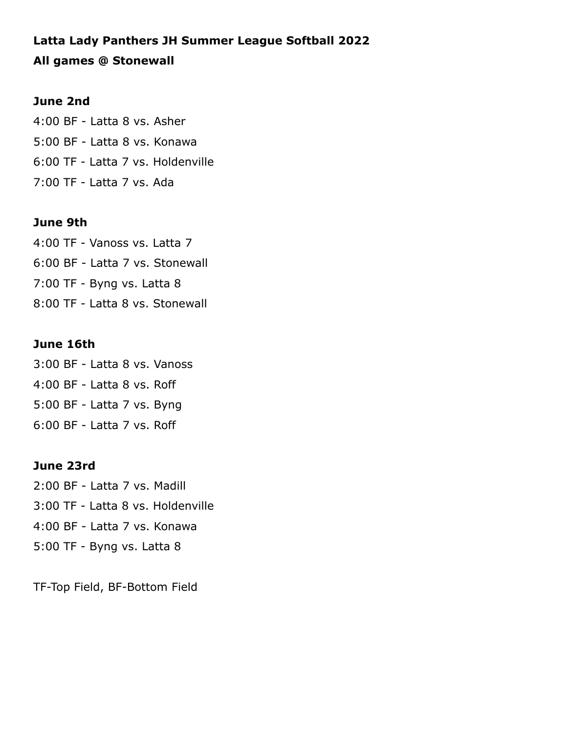**Latta Lady Panthers JH Summer League Softball 2022**

**All games @ Stonewall**

**June 2nd**

4:00 BF - Latta 8 vs. Asher

5:00 BF - Latta 8 vs. Konawa

6:00 TF - Latta 7 vs. Holdenville

7:00 TF - Latta 7 vs. Ada

**June 9th**

4:00 TF - Vanoss vs. Latta 7

6:00 BF - Latta 7 vs. Stonewall

7:00 TF - Byng vs. Latta 8

8:00 TF - Latta 8 vs. Stonewall

**June 16th**

3:00 BF - Latta 8 vs. Vanoss

4:00 BF - Latta 8 vs. Roff

5:00 BF - Latta 7 vs. Byng

6:00 BF - Latta 7 vs. Roff

**June 23rd**

2:00 BF - Latta 7 vs. Madill

3:00 TF - Latta 8 vs. Holdenville

4:00 BF - Latta 7 vs. Konawa

5:00 TF - Byng vs. Latta 8

TF-Top Field, BF-Bottom Field